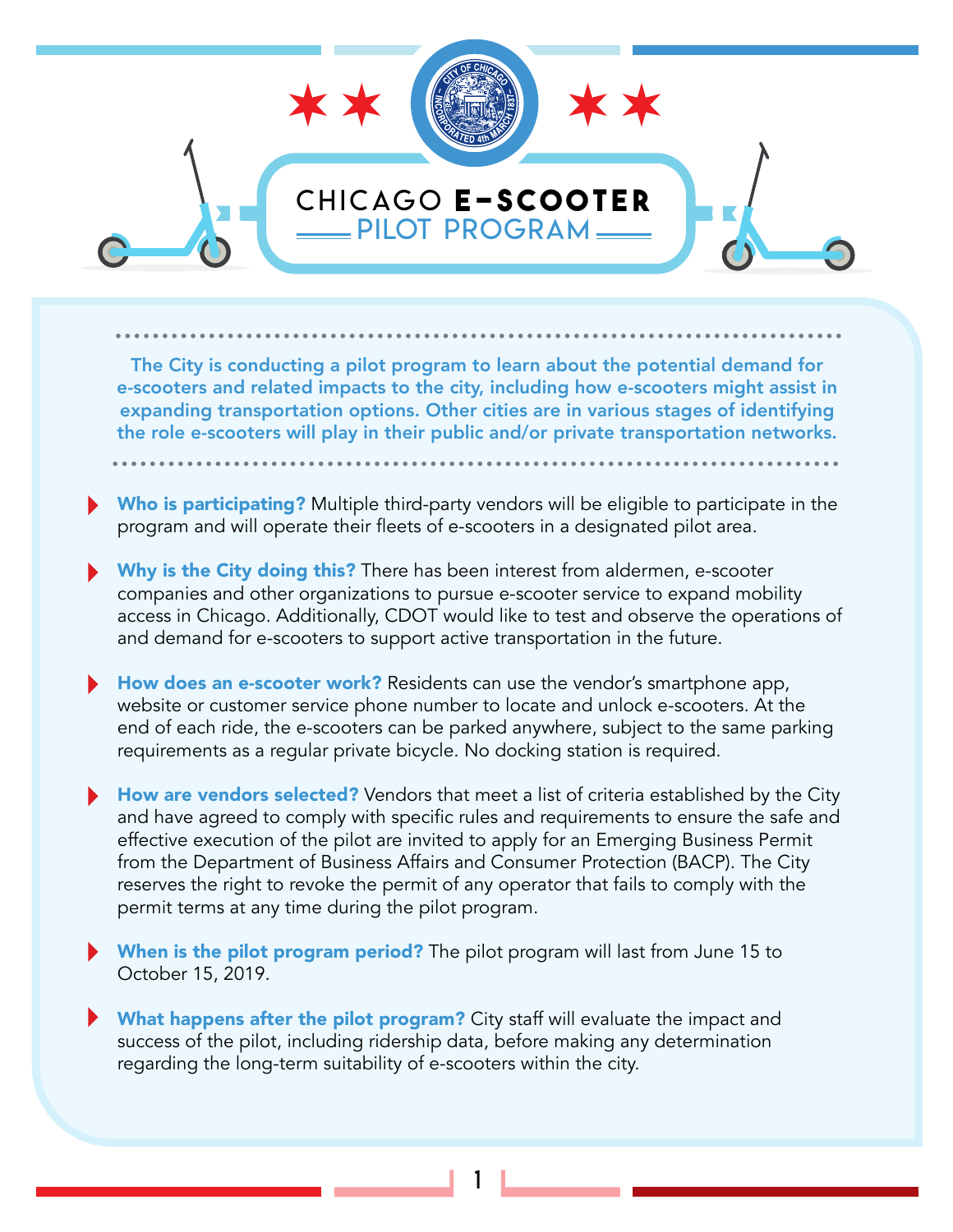# CHICAGO **E-SCOOTER** PILOT PROGRAM

**The City is conducting a pilot program to learn about the potential demand for e-scooters and related impacts to the city, including how e-scooters might assist in expanding transportation options. Other cities are in various stages of identifying the role e-scooters will play in their public and/or private transportation networks.**

- **Who is participating?** Multiple third-party vendors will be eligible to participate in the program and will operate their fleets of e-scooters in a designated pilot area.

- **Why is the City doing this?** There has been interest from aldermen, e-scooter companies and other organizations to pursue e-scooter service to expand mobility access in Chicago. Additionally, CDOT would like to test and observe the operations of and demand for e-scooters to support active transportation in the future.

- **How does an e-scooter work?** Residents can use the vendor's smartphone app, website or customer service phone number to locate and unlock e-scooters. At the end of each ride, the e-scooters can be parked anywhere, subject to the same parking requirements as a regular private bicycle. No docking station is required.

- **How are vendors selected?** Vendors that meet a list of criteria established by the City and have agreed to comply with specific rules and requirements to ensure the safe and effective execution of the pilot are invited to apply for an Emerging Business Permit from the Department of Business Affairs and Consumer Protection (BACP). The City reserves the right to revoke the permit of any operator that fails to comply with the permit terms at any time during the pilot program.

- **When is the pilot program period?** The pilot program will last from June 15 to October 15, 2019.

- **What happens after the pilot program?** City staff will evaluate the impact and success of the pilot, including ridership data, before making any determination regarding the long-term suitability of e-scooters within the city.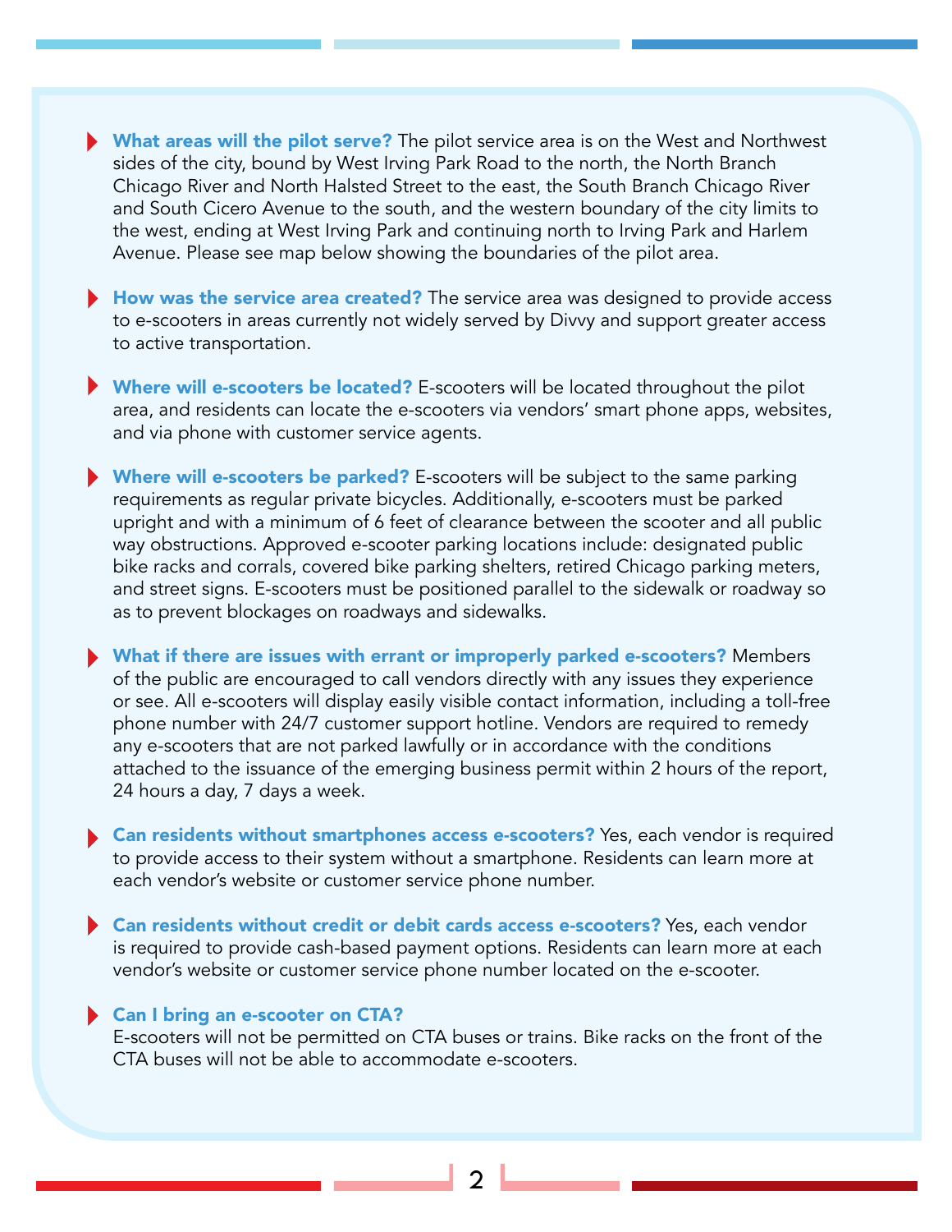- **What areas will the pilot serve?** The pilot service area is on the West and Northwest sides of the city, bound by West Irving Park Road to the north, the North Branch Chicago River and North Halsted Street to the east, the South Branch Chicago River and South Cicero Avenue to the south, and the western boundary of the city limits to the west, ending at West Irving Park and continuing north to Irving Park and Harlem Avenue. Please see map below showing the boundaries of the pilot area.

- **How was the service area created?** The service area was designed to provide access to e-scooters in areas currently not widely served by Divvy and support greater access to active transportation.

- **Where will e-scooters be located?** E-scooters will be located throughout the pilot area, and residents can locate the e-scooters via vendors' smart phone apps, websites, and via phone with customer service agents.

- **Where will e-scooters be parked?** E-scooters will be subject to the same parking requirements as regular private bicycles. Additionally, e-scooters must be parked upright and with a minimum of 6 feet of clearance between the scooter and all public way obstructions. Approved e-scooter parking locations include: designated public bike racks and corrals, covered bike parking shelters, retired Chicago parking meters, and street signs. E-scooters must be positioned parallel to the sidewalk or roadway so as to prevent blockages on roadways and sidewalks.

- **What if there are issues with errant or improperly parked e-scooters?** Members of the public are encouraged to call vendors directly with any issues they experience or see. All e-scooters will display easily visible contact information, including a toll-free phone number with 24/7 customer support hotline. Vendors are required to remedy any e-scooters that are not parked lawfully or in accordance with the conditions attached to the issuance of the emerging business permit within 2 hours of the report, 24 hours a day, 7 days a week.

- **Can residents without smartphones access e-scooters?** Yes, each vendor is required to provide access to their system without a smartphone. Residents can learn more at each vendor's website or customer service phone number.

- **Can residents without credit or debit cards access e-scooters?** Yes, each vendor is required to provide cash-based payment options. Residents can learn more at each vendor's website or customer service phone number located on the e-scooter.

- **Can I bring an e-scooter on CTA?**
  E-scooters will not be permitted on CTA buses or trains. Bike racks on the front of the CTA buses will not be able to accommodate e-scooters.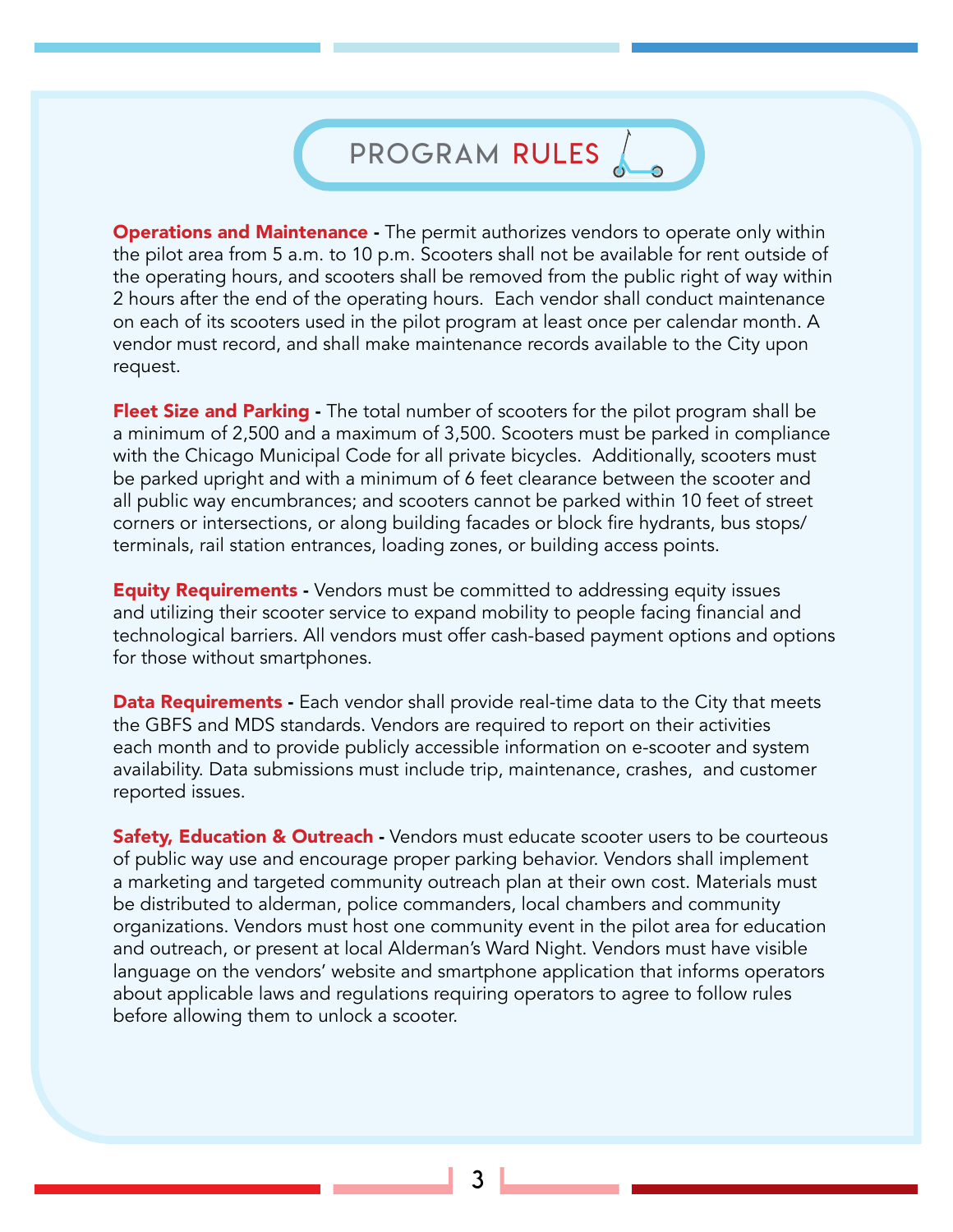# PROGRAM RULES

**Operations and Maintenance -** The permit authorizes vendors to operate only within the pilot area from 5 a.m. to 10 p.m. Scooters shall not be available for rent outside of the operating hours, and scooters shall be removed from the public right of way within 2 hours after the end of the operating hours. Each vendor shall conduct maintenance on each of its scooters used in the pilot program at least once per calendar month. A vendor must record, and shall make maintenance records available to the City upon request.

**Fleet Size and Parking -** The total number of scooters for the pilot program shall be a minimum of 2,500 and a maximum of 3,500. Scooters must be parked in compliance with the Chicago Municipal Code for all private bicycles. Additionally, scooters must be parked upright and with a minimum of 6 feet clearance between the scooter and all public way encumbrances; and scooters cannot be parked within 10 feet of street corners or intersections, or along building facades or block fire hydrants, bus stops/terminals, rail station entrances, loading zones, or building access points.

**Equity Requirements -** Vendors must be committed to addressing equity issues and utilizing their scooter service to expand mobility to people facing financial and technological barriers. All vendors must offer cash-based payment options and options for those without smartphones.

**Data Requirements -** Each vendor shall provide real-time data to the City that meets the GBFS and MDS standards. Vendors are required to report on their activities each month and to provide publicly accessible information on e-scooter and system availability. Data submissions must include trip, maintenance, crashes, and customer reported issues.

**Safety, Education & Outreach -** Vendors must educate scooter users to be courteous of public way use and encourage proper parking behavior. Vendors shall implement a marketing and targeted community outreach plan at their own cost. Materials must be distributed to alderman, police commanders, local chambers and community organizations. Vendors must host one community event in the pilot area for education and outreach, or present at local Alderman's Ward Night. Vendors must have visible language on the vendors' website and smartphone application that informs operators about applicable laws and regulations requiring operators to agree to follow rules before allowing them to unlock a scooter.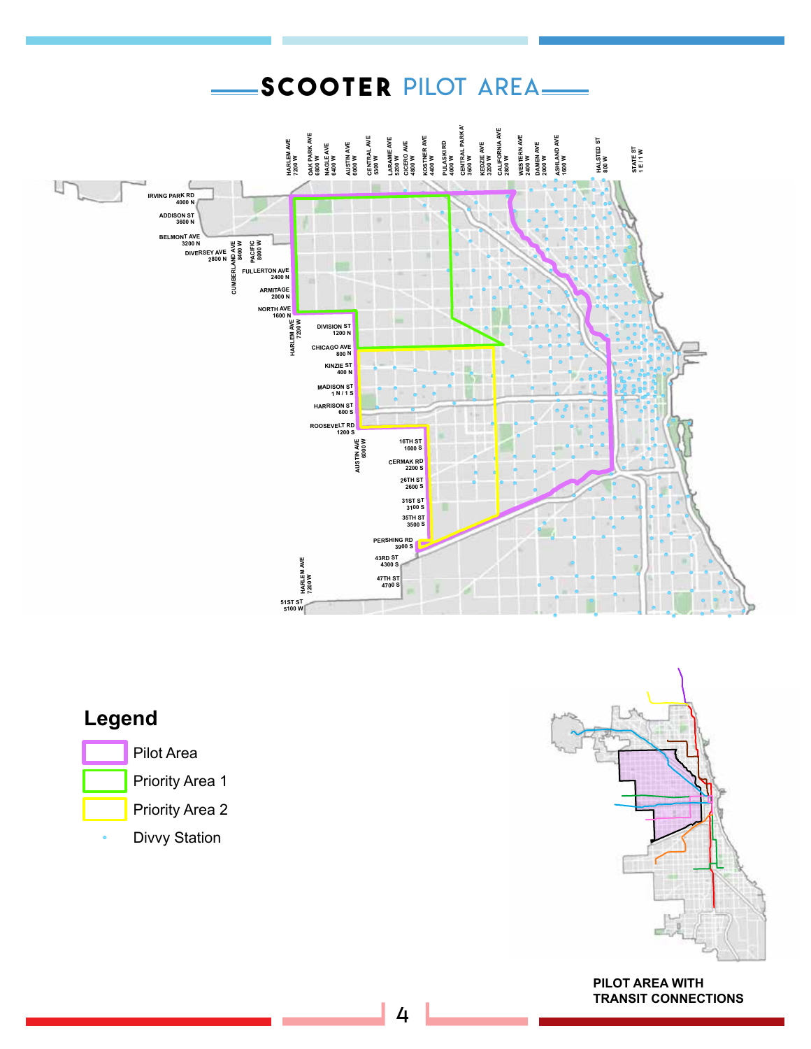# SCOOTER PILOT AREA

HARLEM AVE 7200 W
OAK PARK AVE 6800 W
NAGLE AVE 6400 W
AUSTIN AVE 6000 W
CENTRAL AVE 5300 W
LARAMIE AVE 5200 W
CICERO AVE 4800 W
KOSTNER AVE 4400 W
PULASKI RD 4000 W
CENTRAL PARK AVE 3600 W
KEDZIE AVE 3200 W
CALIFORNIA AVE 2800 W
WESTERN AVE 2400 W
DAMEN AVE 2000 W
ASHLAND AVE 1600 W
HALSTED ST 800 W
STATE ST 1 E / 1 W

IRVING PARK RD 4000 N
ADDISON ST 3600 N
BELMONT AVE 3200 N
DIVERSEY AVE 2800 N
CUMBERLAND AVE 8400 W
PACIFIC 8000 W
FULLERTON AVE 2400 N
ARMITAGE 2000 N
NORTH AVE 1600 N
HARLEM AVE 7200 W
DIVISION ST 1200 N
CHICAGO AVE 800 N
KINZIE ST 400 N
MADISON ST 1 N / 1 S
HARRISON ST 600 S
ROOSEVELT RD 1200 S
AUSTIN AVE 6000 W
16TH ST 1600 S
CERMAK RD 2200 S
26TH ST 2600 S
31ST ST 3100 S
35TH ST 3500 S
PERSHING RD 3900 S
43RD ST 4300 S
47TH ST 4700 S
HARLEM AVE 7200 W
51ST ST 5100 W

## Legend

- Pilot Area
- Priority Area 1
- Priority Area 2
- Divvy Station

PILOT AREA WITH TRANSIT CONNECTIONS